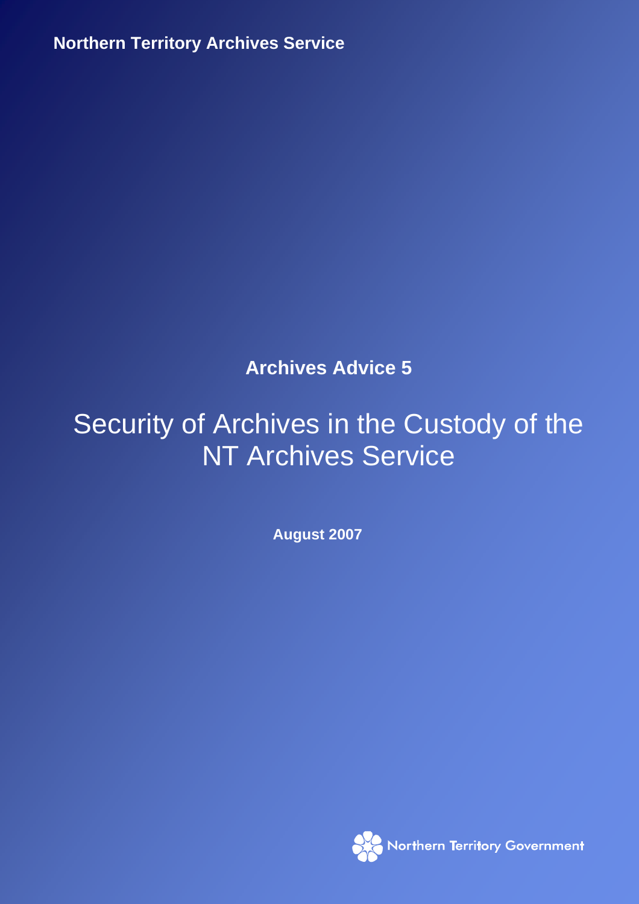**Northern Territory Archives Service**

**Archives Advice 5**

# Security of Archives in the Custody of the NT Archives Service

**August 2007**

Northern Territory Government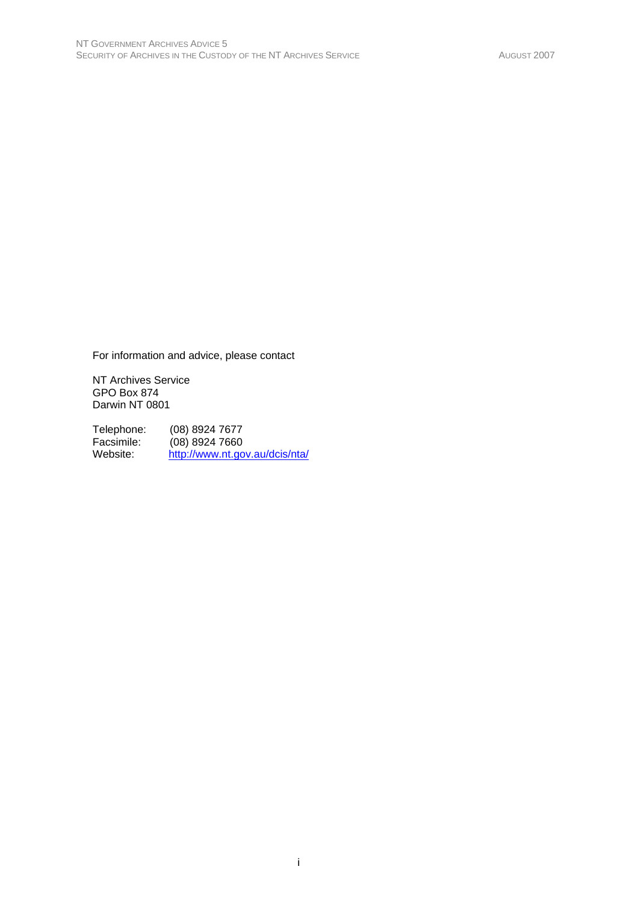For information and advice, please contact

NT Archives Service  
GPO Box 874  
Darwin NT 0801

Telephone: (08) 8924 7677  
Facsimile: (08) 8924 7660  
Website: [http://www.nt.gov.au/dcis/nta/](http://www.nt.gov.au/dcis/nta/)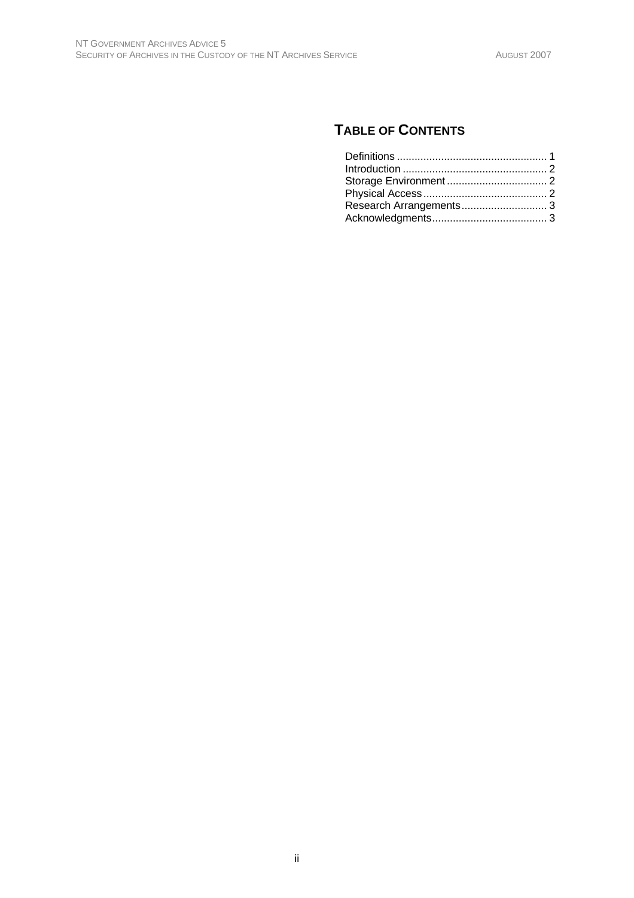## Table of Contents

Definitions .................................................. 1
Introduction ................................................ 2
Storage Environment ................................. 2
Physical Access .......................................... 2
Research Arrangements ............................. 3
Acknowledgments ...................................... 3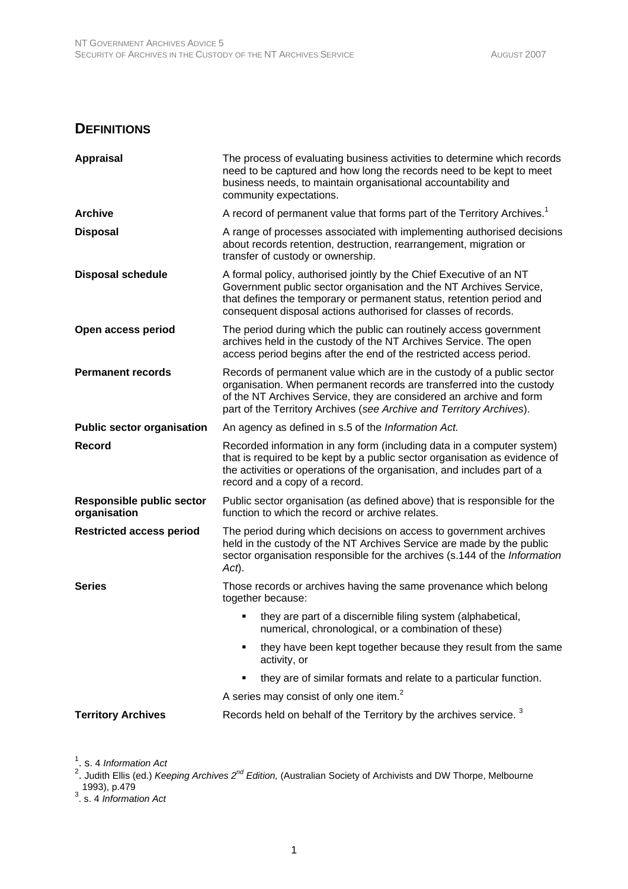## DEFINITIONS

| | |
|---|---|
| **Appraisal** | The process of evaluating business activities to determine which records need to be captured and how long the records need to be kept to meet business needs, to maintain organisational accountability and community expectations. |
| **Archive** | A record of permanent value that forms part of the Territory Archives.[1] |
| **Disposal** | A range of processes associated with implementing authorised decisions about records retention, destruction, rearrangement, migration or transfer of custody or ownership. |
| **Disposal schedule** | A formal policy, authorised jointly by the Chief Executive of an NT Government public sector organisation and the NT Archives Service, that defines the temporary or permanent status, retention period and consequent disposal actions authorised for classes of records. |
| **Open access period** | The period during which the public can routinely access government archives held in the custody of the NT Archives Service. The open access period begins after the end of the restricted access period. |
| **Permanent records** | Records of permanent value which are in the custody of a public sector organisation. When permanent records are transferred into the custody of the NT Archives Service, they are considered an archive and form part of the Territory Archives (*see Archive and Territory Archives*). |
| **Public sector organisation** | An agency as defined in s.5 of the *Information Act.* |
| **Record** | Recorded information in any form (including data in a computer system) that is required to be kept by a public sector organisation as evidence of the activities or operations of the organisation, and includes part of a record and a copy of a record. |
| **Responsible public sector organisation** | Public sector organisation (as defined above) that is responsible for the function to which the record or archive relates. |
| **Restricted access period** | The period during which decisions on access to government archives held in the custody of the NT Archives Service are made by the public sector organisation responsible for the archives (s.144 of the *Information Act*). |
| **Series** | Those records or archives having the same provenance which belong together because:<br>▪ they are part of a discernible filing system (alphabetical, numerical, chronological, or a combination of these)<br>▪ they have been kept together because they result from the same activity, or<br>▪ they are of similar formats and relate to a particular function.<br>A series may consist of only one item.[2] |
| **Territory Archives** | Records held on behalf of the Territory by the archives service.[3] |

[1]. s. 4 *Information Act*

[2]. Judith Ellis (ed.) *Keeping Archives 2nd Edition,* (Australian Society of Archivists and DW Thorpe, Melbourne 1993), p.479

[3]. s. 4 *Information Act*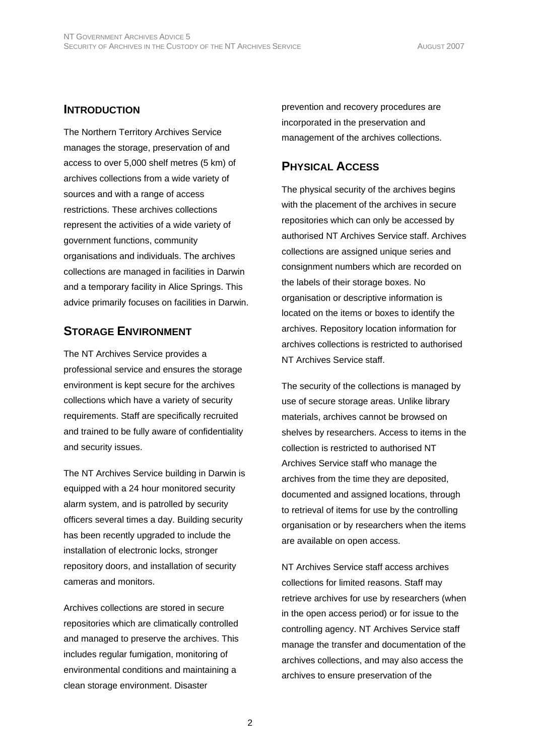## INTRODUCTION

The Northern Territory Archives Service manages the storage, preservation of and access to over 5,000 shelf metres (5 km) of archives collections from a wide variety of sources and with a range of access restrictions. These archives collections represent the activities of a wide variety of government functions, community organisations and individuals. The archives collections are managed in facilities in Darwin and a temporary facility in Alice Springs. This advice primarily focuses on facilities in Darwin.

## STORAGE ENVIRONMENT

The NT Archives Service provides a professional service and ensures the storage environment is kept secure for the archives collections which have a variety of security requirements. Staff are specifically recruited and trained to be fully aware of confidentiality and security issues.

The NT Archives Service building in Darwin is equipped with a 24 hour monitored security alarm system, and is patrolled by security officers several times a day. Building security has been recently upgraded to include the installation of electronic locks, stronger repository doors, and installation of security cameras and monitors.

Archives collections are stored in secure repositories which are climatically controlled and managed to preserve the archives. This includes regular fumigation, monitoring of environmental conditions and maintaining a clean storage environment. Disaster prevention and recovery procedures are incorporated in the preservation and management of the archives collections.

## PHYSICAL ACCESS

The physical security of the archives begins with the placement of the archives in secure repositories which can only be accessed by authorised NT Archives Service staff. Archives collections are assigned unique series and consignment numbers which are recorded on the labels of their storage boxes. No organisation or descriptive information is located on the items or boxes to identify the archives. Repository location information for archives collections is restricted to authorised NT Archives Service staff.

The security of the collections is managed by use of secure storage areas. Unlike library materials, archives cannot be browsed on shelves by researchers. Access to items in the collection is restricted to authorised NT Archives Service staff who manage the archives from the time they are deposited, documented and assigned locations, through to retrieval of items for use by the controlling organisation or by researchers when the items are available on open access.

NT Archives Service staff access archives collections for limited reasons. Staff may retrieve archives for use by researchers (when in the open access period) or for issue to the controlling agency. NT Archives Service staff manage the transfer and documentation of the archives collections, and may also access the archives to ensure preservation of the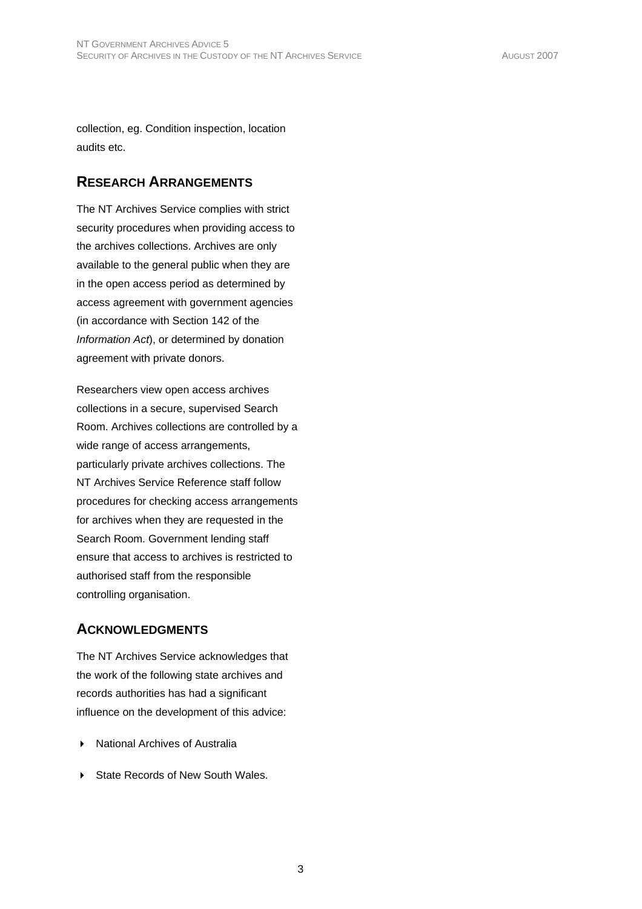collection, eg. Condition inspection, location audits etc.

## RESEARCH ARRANGEMENTS

The NT Archives Service complies with strict security procedures when providing access to the archives collections. Archives are only available to the general public when they are in the open access period as determined by access agreement with government agencies (in accordance with Section 142 of the *Information Act*), or determined by donation agreement with private donors.

Researchers view open access archives collections in a secure, supervised Search Room. Archives collections are controlled by a wide range of access arrangements, particularly private archives collections. The NT Archives Service Reference staff follow procedures for checking access arrangements for archives when they are requested in the Search Room. Government lending staff ensure that access to archives is restricted to authorised staff from the responsible controlling organisation.

## ACKNOWLEDGMENTS

The NT Archives Service acknowledges that the work of the following state archives and records authorities has had a significant influence on the development of this advice:

- National Archives of Australia
- State Records of New South Wales.